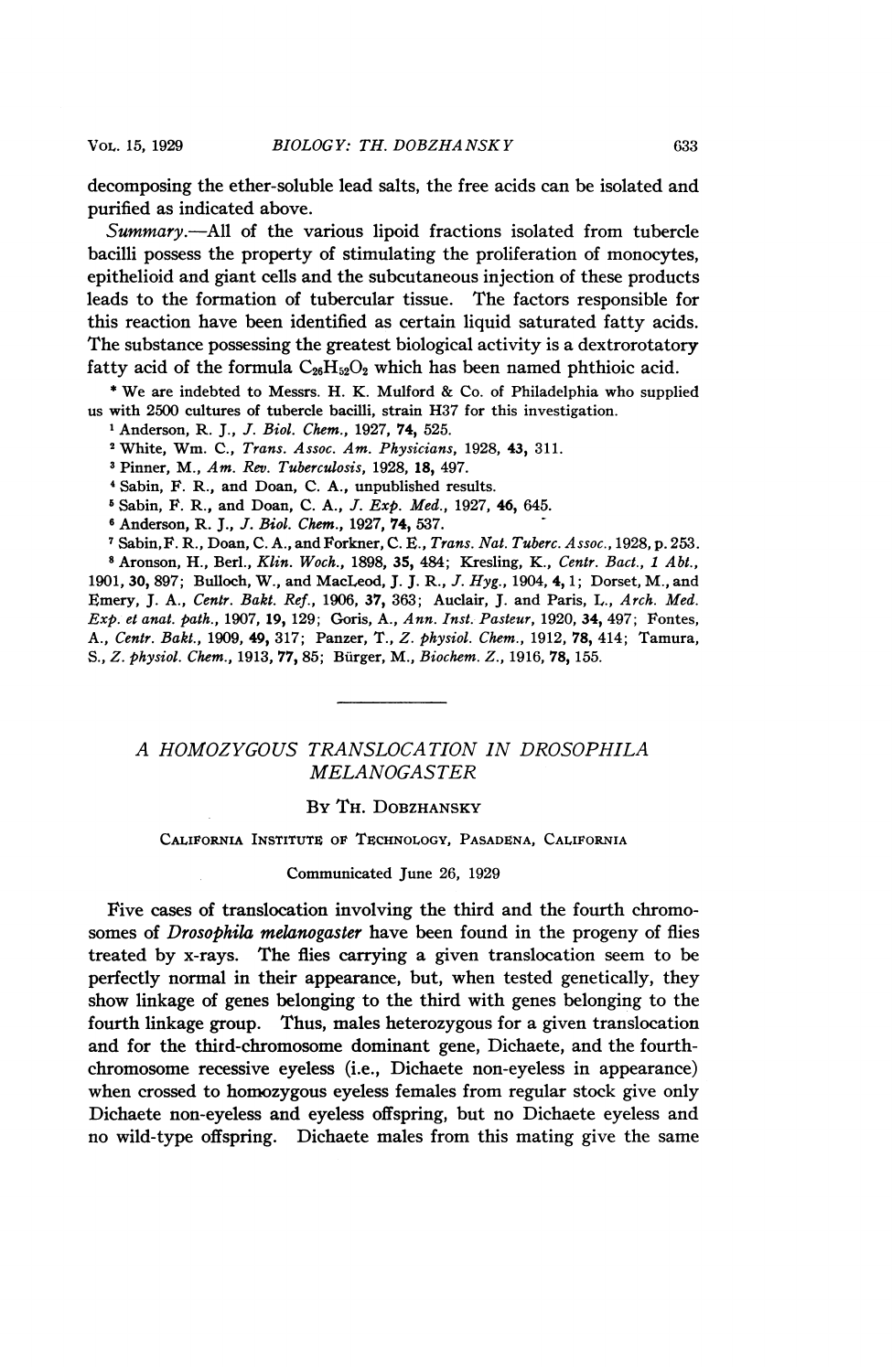decomposing the ether-soluble lead salts, the free acids can be isolated and purified as indicated above.

*Summary.*—All of the various lipoid fractions isolated from tubercle bacilli possess the property of stimulating the proliferation of monocytes, epithelioid and giant cells and the subcutaneous injection of these products leads to the formation of tubercular tissue. The factors responsible for this reaction have been identified as certain liquid saturated fatty acids. The substance possessing the greatest biological activity is a dextrorotatory fatty acid of the formula $C_{26}H_{52}O_2$ which has been named phthioic acid.

\* We are indebted to Messrs. H. K. Mulford & Co. of Philadelphia who supplied us with 2500 cultures of tubercle bacilli, strain H37 for this investigation.

[1] Anderson, R. J., *J. Biol. Chem.*, 1927, **74**, 525.

[2] White, Wm. C., *Trans. Assoc. Am. Physicians*, 1928, **43**, 311.

[3] Pinner, M., *Am. Rev. Tuberculosis*, 1928, **18**, 497.

[4] Sabin, F. R., and Doan, C. A., unpublished results.

[5] Sabin, F. R., and Doan, C. A., *J. Exp. Med.*, 1927, **46**, 645.

[6] Anderson, R. J., *J. Biol. Chem.*, 1927, **74**, 537.

[7] Sabin, F. R., Doan, C. A., and Forkner, C. E., *Trans. Nat. Tuberc. Assoc.*, 1928, p. 253.

[8] Aronson, H., Berl., *Klin. Woch.*, 1898, **35**, 484; Kresling, K., *Centr. Bact., 1 Abt.*, 1901, **30**, 897; Bulloch, W., and MacLeod, J. J. R., *J. Hyg.*, 1904, **4**, 1; Dorset, M., and Emery, J. A., *Centr. Bakt. Ref.*, 1906, **37**, 363; Auclair, J. and Paris, L., *Arch. Med. Exp. et anat. path.*, 1907, **19**, 129; Goris, A., *Ann. Inst. Pasteur*, 1920, **34**, 497; Fontes, A., *Centr. Bakt.*, 1909, **49**, 317; Panzer, T., *Z. physiol. Chem.*, 1912, **78**, 414; Tamura, S., *Z. physiol. Chem.*, 1913, **77**, 85; Bürger, M., *Biochem. Z.*, 1916, **78**, 155.

---

# A HOMOZYGOUS TRANSLOCATION IN DROSOPHILA MELANOGASTER

By Th. Dobzhansky

California Institute of Technology, Pasadena, California

Communicated June 26, 1929

Five cases of translocation involving the third and the fourth chromosomes of *Drosophila melanogaster* have been found in the progeny of flies treated by x-rays. The flies carrying a given translocation seem to be perfectly normal in their appearance, but, when tested genetically, they show linkage of genes belonging to the third with genes belonging to the fourth linkage group. Thus, males heterozygous for a given translocation and for the third-chromosome dominant gene, Dichaete, and the fourth-chromosome recessive eyeless (i.e., Dichaete non-eyeless in appearance) when crossed to homozygous eyeless females from regular stock give only Dichaete non-eyeless and eyeless offspring, but no Dichaete eyeless and no wild-type offspring. Dichaete males from this mating give the same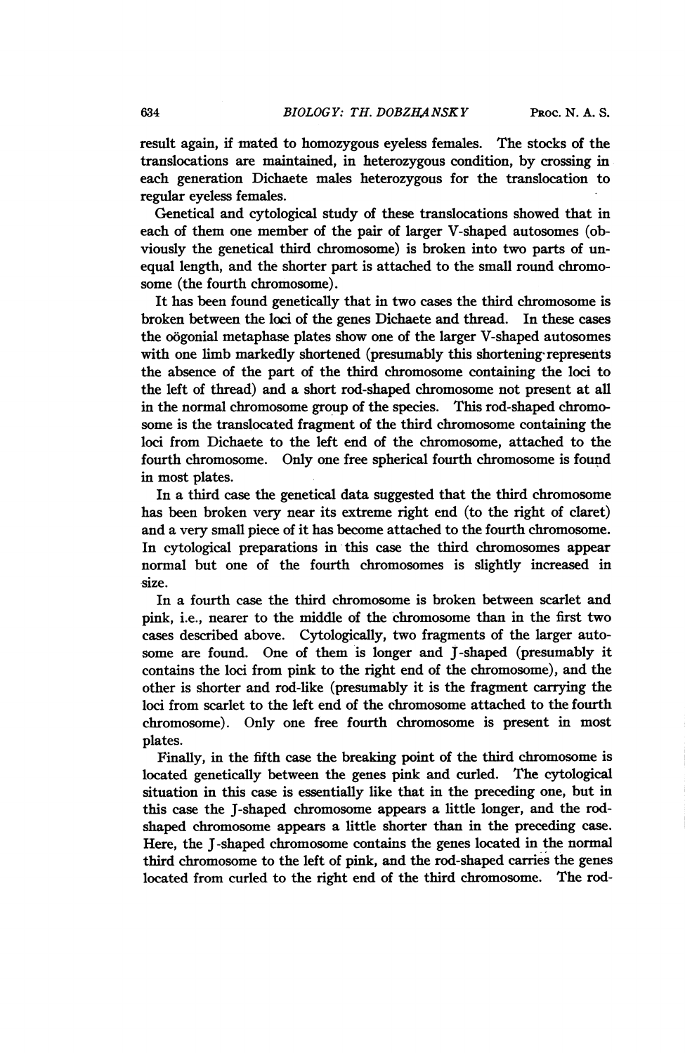result again, if mated to homozygous eyeless females. The stocks of the translocations are maintained, in heterozygous condition, by crossing in each generation Dichaete males heterozygous for the translocation to regular eyeless females.

Genetical and cytological study of these translocations showed that in each of them one member of the pair of larger V-shaped autosomes (obviously the genetical third chromosome) is broken into two parts of unequal length, and the shorter part is attached to the small round chromosome (the fourth chromosome).

It has been found genetically that in two cases the third chromosome is broken between the loci of the genes Dichaete and thread. In these cases the oögonial metaphase plates show one of the larger V-shaped autosomes with one limb markedly shortened (presumably this shortening represents the absence of the part of the third chromosome containing the loci to the left of thread) and a short rod-shaped chromosome not present at all in the normal chromosome group of the species. This rod-shaped chromosome is the translocated fragment of the third chromosome containing the loci from Dichaete to the left end of the chromosome, attached to the fourth chromosome. Only one free spherical fourth chromosome is found in most plates.

In a third case the genetical data suggested that the third chromosome has been broken very near its extreme right end (to the right of claret) and a very small piece of it has become attached to the fourth chromosome. In cytological preparations in this case the third chromosomes appear normal but one of the fourth chromosomes is slightly increased in size.

In a fourth case the third chromosome is broken between scarlet and pink, i.e., nearer to the middle of the chromosome than in the first two cases described above. Cytologically, two fragments of the larger autosome are found. One of them is longer and J-shaped (presumably it contains the loci from pink to the right end of the chromosome), and the other is shorter and rod-like (presumably it is the fragment carrying the loci from scarlet to the left end of the chromosome attached to the fourth chromosome). Only one free fourth chromosome is present in most plates.

Finally, in the fifth case the breaking point of the third chromosome is located genetically between the genes pink and curled. The cytological situation in this case is essentially like that in the preceding one, but in this case the J-shaped chromosome appears a little longer, and the rod-shaped chromosome appears a little shorter than in the preceding case. Here, the J-shaped chromosome contains the genes located in the normal third chromosome to the left of pink, and the rod-shaped carries the genes located from curled to the right end of the third chromosome. The rod-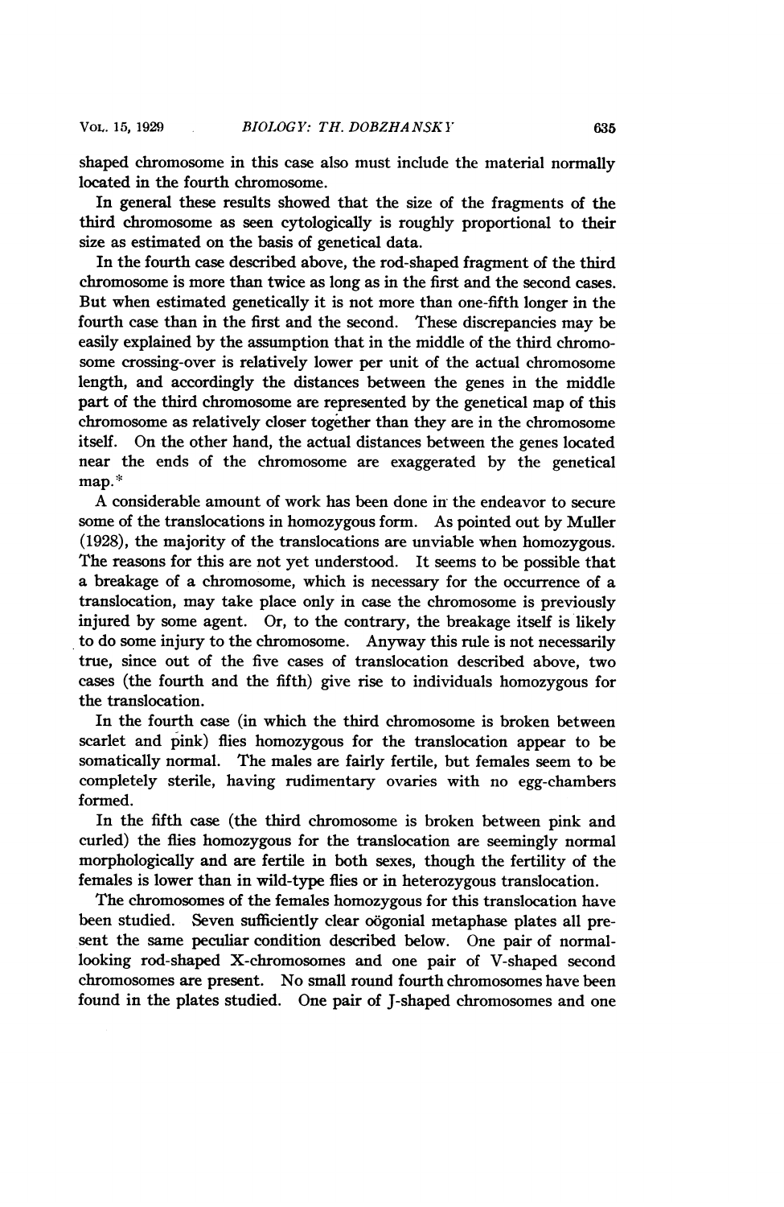shaped chromosome in this case also must include the material normally located in the fourth chromosome.

In general these results showed that the size of the fragments of the third chromosome as seen cytologically is roughly proportional to their size as estimated on the basis of genetical data.

In the fourth case described above, the rod-shaped fragment of the third chromosome is more than twice as long as in the first and the second cases. But when estimated genetically it is not more than one-fifth longer in the fourth case than in the first and the second. These discrepancies may be easily explained by the assumption that in the middle of the third chromosome crossing-over is relatively lower per unit of the actual chromosome length, and accordingly the distances between the genes in the middle part of the third chromosome are represented by the genetical map of this chromosome as relatively closer together than they are in the chromosome itself. On the other hand, the actual distances between the genes located near the ends of the chromosome are exaggerated by the genetical map.*

A considerable amount of work has been done in the endeavor to secure some of the translocations in homozygous form. As pointed out by Muller (1928), the majority of the translocations are unviable when homozygous. The reasons for this are not yet understood. It seems to be possible that a breakage of a chromosome, which is necessary for the occurrence of a translocation, may take place only in case the chromosome is previously injured by some agent. Or, to the contrary, the breakage itself is likely to do some injury to the chromosome. Anyway this rule is not necessarily true, since out of the five cases of translocation described above, two cases (the fourth and the fifth) give rise to individuals homozygous for the translocation.

In the fourth case (in which the third chromosome is broken between scarlet and pink) flies homozygous for the translocation appear to be somatically normal. The males are fairly fertile, but females seem to be completely sterile, having rudimentary ovaries with no egg-chambers formed.

In the fifth case (the third chromosome is broken between pink and curled) the flies homozygous for the translocation are seemingly normal morphologically and are fertile in both sexes, though the fertility of the females is lower than in wild-type flies or in heterozygous translocation.

The chromosomes of the females homozygous for this translocation have been studied. Seven sufficiently clear oögonial metaphase plates all present the same peculiar condition described below. One pair of normal-looking rod-shaped X-chromosomes and one pair of V-shaped second chromosomes are present. No small round fourth chromosomes have been found in the plates studied. One pair of J-shaped chromosomes and one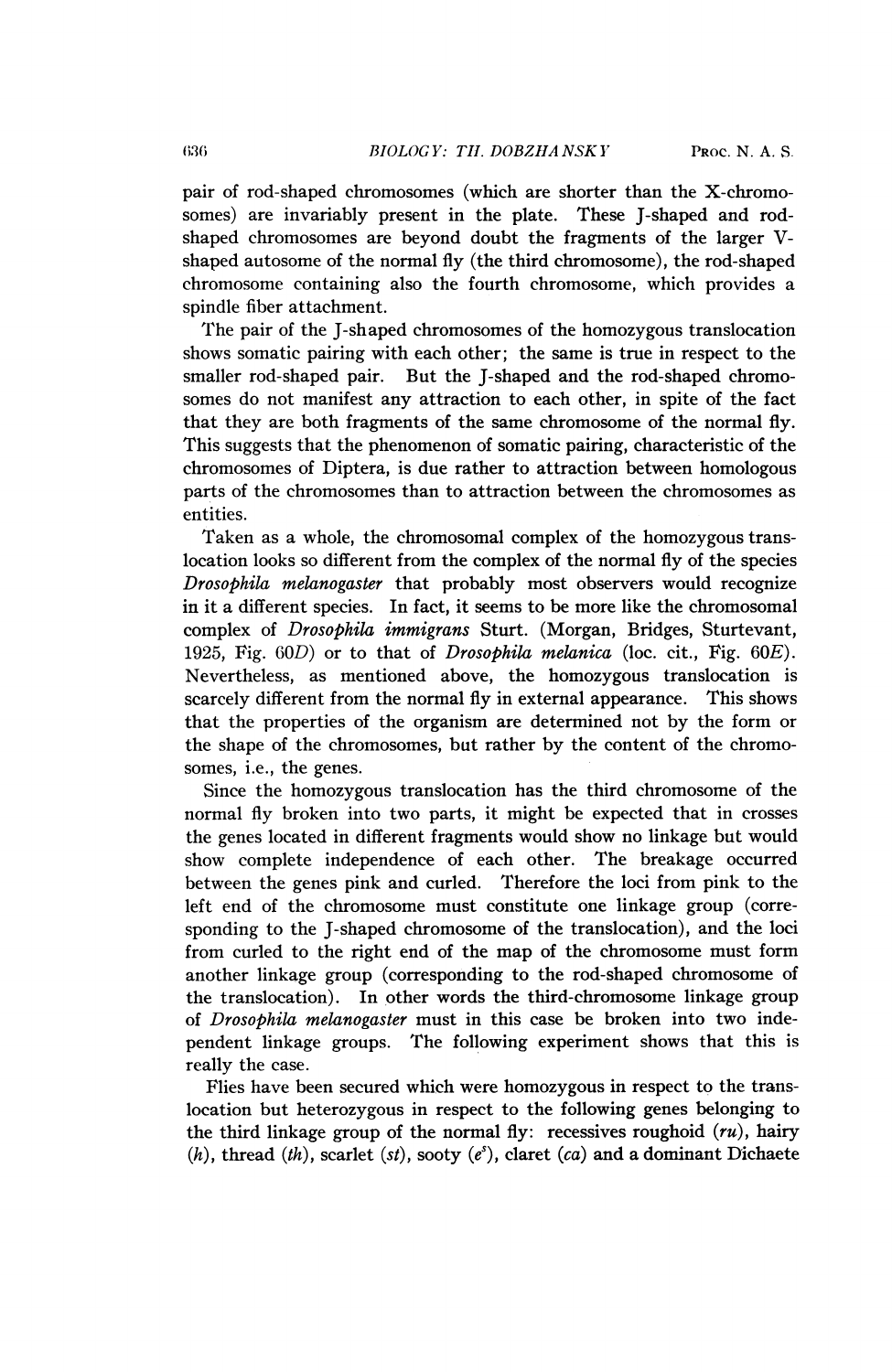pair of rod-shaped chromosomes (which are shorter than the X-chromosomes) are invariably present in the plate. These J-shaped and rod-shaped chromosomes are beyond doubt the fragments of the larger V-shaped autosome of the normal fly (the third chromosome), the rod-shaped chromosome containing also the fourth chromosome, which provides a spindle fiber attachment.

The pair of the J-shaped chromosomes of the homozygous translocation shows somatic pairing with each other; the same is true in respect to the smaller rod-shaped pair. But the J-shaped and the rod-shaped chromosomes do not manifest any attraction to each other, in spite of the fact that they are both fragments of the same chromosome of the normal fly. This suggests that the phenomenon of somatic pairing, characteristic of the chromosomes of Diptera, is due rather to attraction between homologous parts of the chromosomes than to attraction between the chromosomes as entities.

Taken as a whole, the chromosomal complex of the homozygous translocation looks so different from the complex of the normal fly of the species *Drosophila melanogaster* that probably most observers would recognize in it a different species. In fact, it seems to be more like the chromosomal complex of *Drosophila immigrans* Sturt. (Morgan, Bridges, Sturtevant, 1925, Fig. 60*D*) or to that of *Drosophila melanica* (loc. cit., Fig. 60*E*). Nevertheless, as mentioned above, the homozygous translocation is scarcely different from the normal fly in external appearance. This shows that the properties of the organism are determined not by the form or the shape of the chromosomes, but rather by the content of the chromosomes, i.e., the genes.

Since the homozygous translocation has the third chromosome of the normal fly broken into two parts, it might be expected that in crosses the genes located in different fragments would show no linkage but would show complete independence of each other. The breakage occurred between the genes pink and curled. Therefore the loci from pink to the left end of the chromosome must constitute one linkage group (corresponding to the J-shaped chromosome of the translocation), and the loci from curled to the right end of the map of the chromosome must form another linkage group (corresponding to the rod-shaped chromosome of the translocation). In other words the third-chromosome linkage group of *Drosophila melanogaster* must in this case be broken into two independent linkage groups. The following experiment shows that this is really the case.

Flies have been secured which were homozygous in respect to the translocation but heterozygous in respect to the following genes belonging to the third linkage group of the normal fly: recessives roughoid (*ru*), hairy (*h*), thread (*th*), scarlet (*st*), sooty ($e^s$), claret (*ca*) and a dominant Dichaete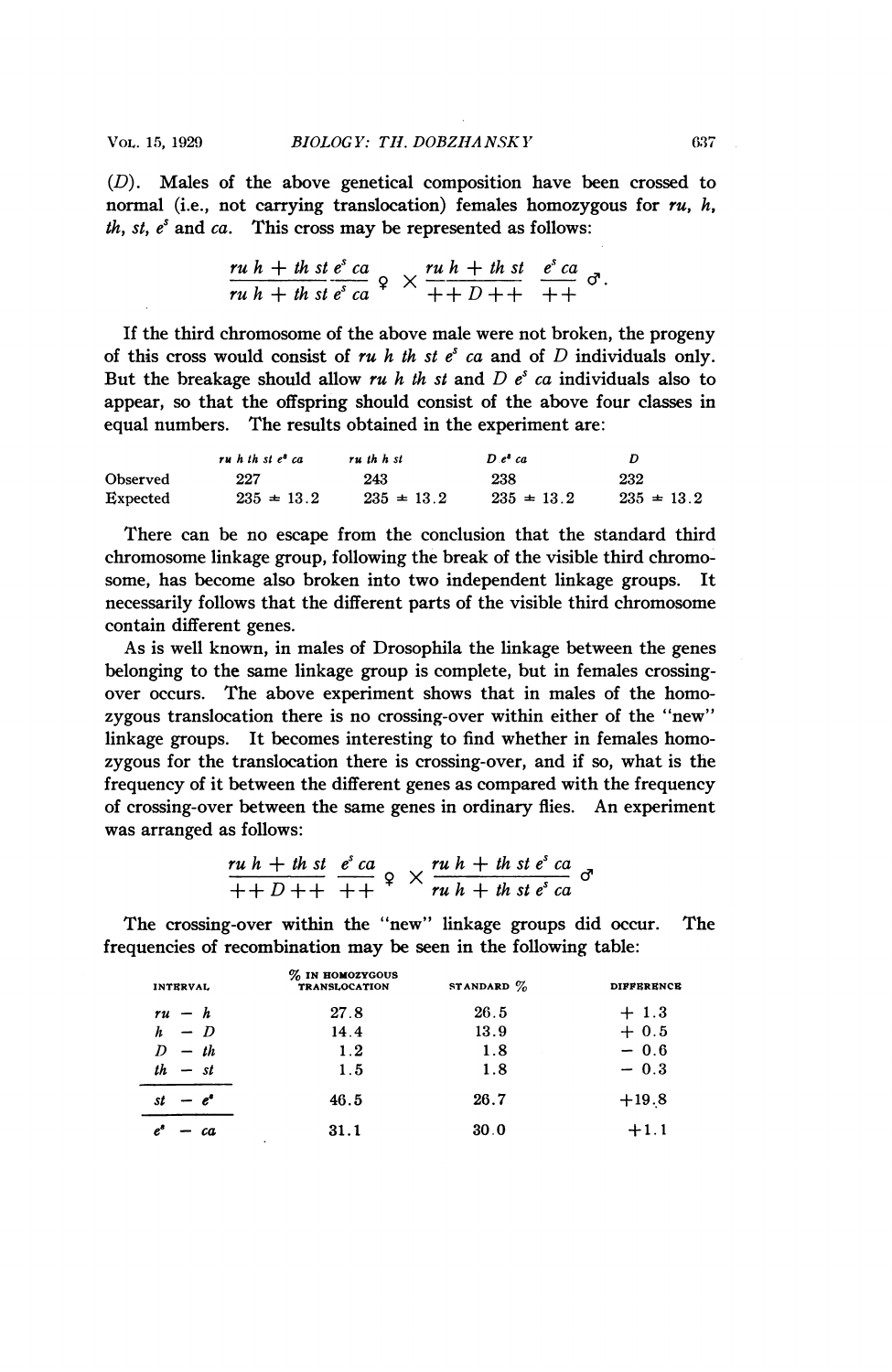(*D*). Males of the above genetical composition have been crossed to normal (i.e., not carrying translocation) females homozygous for *ru*, *h*, *th*, *st*, $e^s$ and *ca*. This cross may be represented as follows:

$$\frac{ru\ h + th\ st\ e^s\ ca}{ru\ h + th\ st\ e^s\ ca} ♀ \times \frac{ru\ h + th\ st}{+ + D + +}\ \frac{e^s\ ca}{+ +} ♂.$$

If the third chromosome of the above male were not broken, the progeny of this cross would consist of *ru h th st* $e^s$ *ca* and of *D* individuals only. But the breakage should allow *ru h th st* and *D* $e^s$ *ca* individuals also to appear, so that the offspring should consist of the above four classes in equal numbers. The results obtained in the experiment are:

| | *ru h th st* $e^s$ *ca* | *ru th h st* | *D* $e^s$ *ca* | *D* |
|---|---|---|---|---|
| Observed | 227 | 243 | 238 | 232 |
| Expected | $235 \pm 13.2$ | $235 \pm 13.2$ | $235 \pm 13.2$ | $235 \pm 13.2$ |

There can be no escape from the conclusion that the standard third chromosome linkage group, following the break of the visible third chromosome, has become also broken into two independent linkage groups. It necessarily follows that the different parts of the visible third chromosome contain different genes.

As is well known, in males of Drosophila the linkage between the genes belonging to the same linkage group is complete, but in females crossing-over occurs. The above experiment shows that in males of the homozygous translocation there is no crossing-over within either of the "new" linkage groups. It becomes interesting to find whether in females homozygous for the translocation there is crossing-over, and if so, what is the frequency of it between the different genes as compared with the frequency of crossing-over between the same genes in ordinary flies. An experiment was arranged as follows:

$$\frac{ru\ h + th\ st}{+ + D + +}\ \frac{e^s\ ca}{+ +} ♀ \times \frac{ru\ h + th\ st\ e^s\ ca}{ru\ h + th\ st\ e^s\ ca} ♂$$

The crossing-over within the "new" linkage groups did occur. The frequencies of recombination may be seen in the following table:

| INTERVAL | % IN HOMOZYGOUS TRANSLOCATION | STANDARD % | DIFFERENCE |
|---|---|---|---|
| *ru* – *h* | 27.8 | 26.5 | + 1.3 |
| *h* – *D* | 14.4 | 13.9 | + 0.5 |
| *D* – *th* | 1.2 | 1.8 | − 0.6 |
| *th* – *st* | 1.5 | 1.8 | − 0.3 |
| *st* – $e^s$ | 46.5 | 26.7 | +19.8 |
| $e^s$ – *ca* | 31.1 | 30.0 | +1.1 |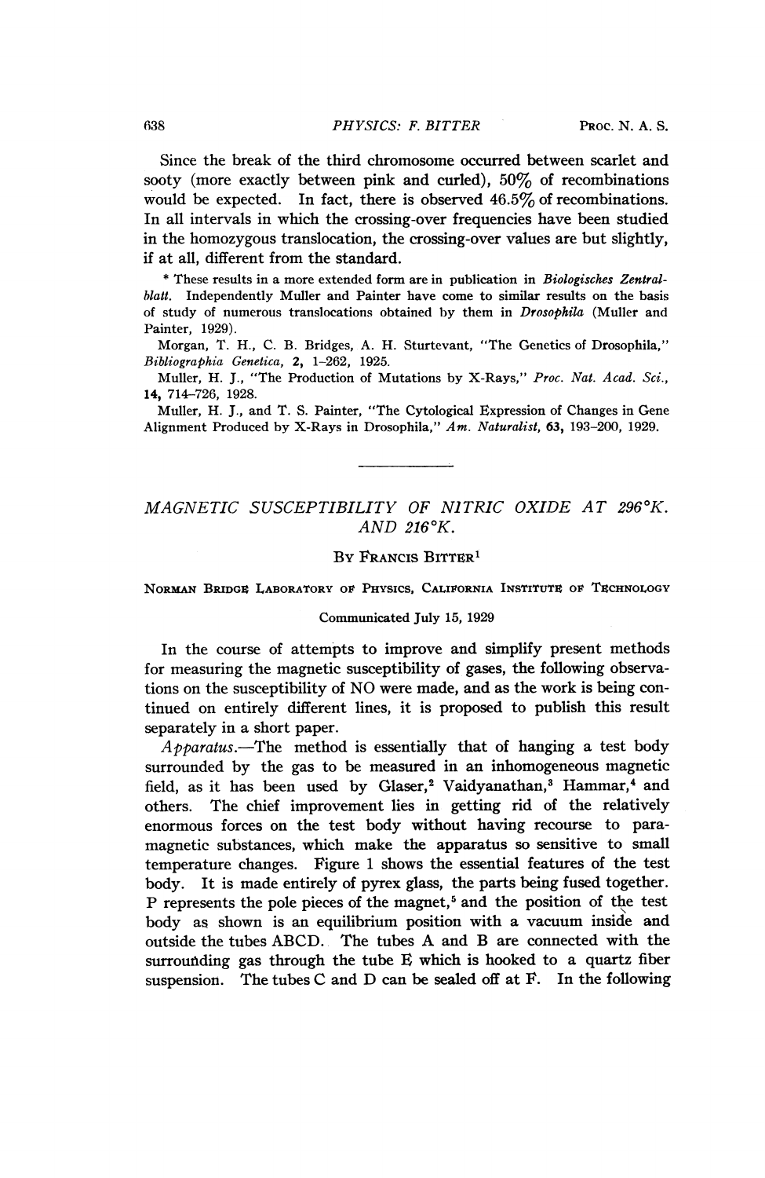Since the break of the third chromosome occurred between scarlet and sooty (more exactly between pink and curled), 50% of recombinations would be expected. In fact, there is observed 46.5% of recombinations. In all intervals in which the crossing-over frequencies have been studied in the homozygous translocation, the crossing-over values are but slightly, if at all, different from the standard.

\* These results in a more extended form are in publication in *Biologisches Zentralblatt.* Independently Muller and Painter have come to similar results on the basis of study of numerous translocations obtained by them in *Drosophila* (Muller and Painter, 1929).

Morgan, T. H., C. B. Bridges, A. H. Sturtevant, "The Genetics of Drosophila," *Bibliographia Genetica*, **2**, 1–262, 1925.

Muller, H. J., "The Production of Mutations by X-Rays," *Proc. Nat. Acad. Sci.*, **14**, 714–726, 1928.

Muller, H. J., and T. S. Painter, "The Cytological Expression of Changes in Gene Alignment Produced by X-Rays in Drosophila," *Am. Naturalist*, **63**, 193–200, 1929.

---

# *MAGNETIC SUSCEPTIBILITY OF NITRIC OXIDE AT 296°K. AND 216°K.*

By Francis Bitter[1]

Norman Bridge Laboratory of Physics, California Institute of Technology

Communicated July 15, 1929

In the course of attempts to improve and simplify present methods for measuring the magnetic susceptibility of gases, the following observations on the susceptibility of NO were made, and as the work is being continued on entirely different lines, it is proposed to publish this result separately in a short paper.

*Apparatus.*—The method is essentially that of hanging a test body surrounded by the gas to be measured in an inhomogeneous magnetic field, as it has been used by Glaser,[2] Vaidyanathan,[3] Hammar,[4] and others. The chief improvement lies in getting rid of the relatively enormous forces on the test body without having recourse to paramagnetic substances, which make the apparatus so sensitive to small temperature changes. Figure 1 shows the essential features of the test body. It is made entirely of pyrex glass, the parts being fused together. P represents the pole pieces of the magnet,[5] and the position of the test body as shown is an equilibrium position with a vacuum inside and outside the tubes ABCD. The tubes A and B are connected with the surrounding gas through the tube E which is hooked to a quartz fiber suspension. The tubes C and D can be sealed off at F. In the following